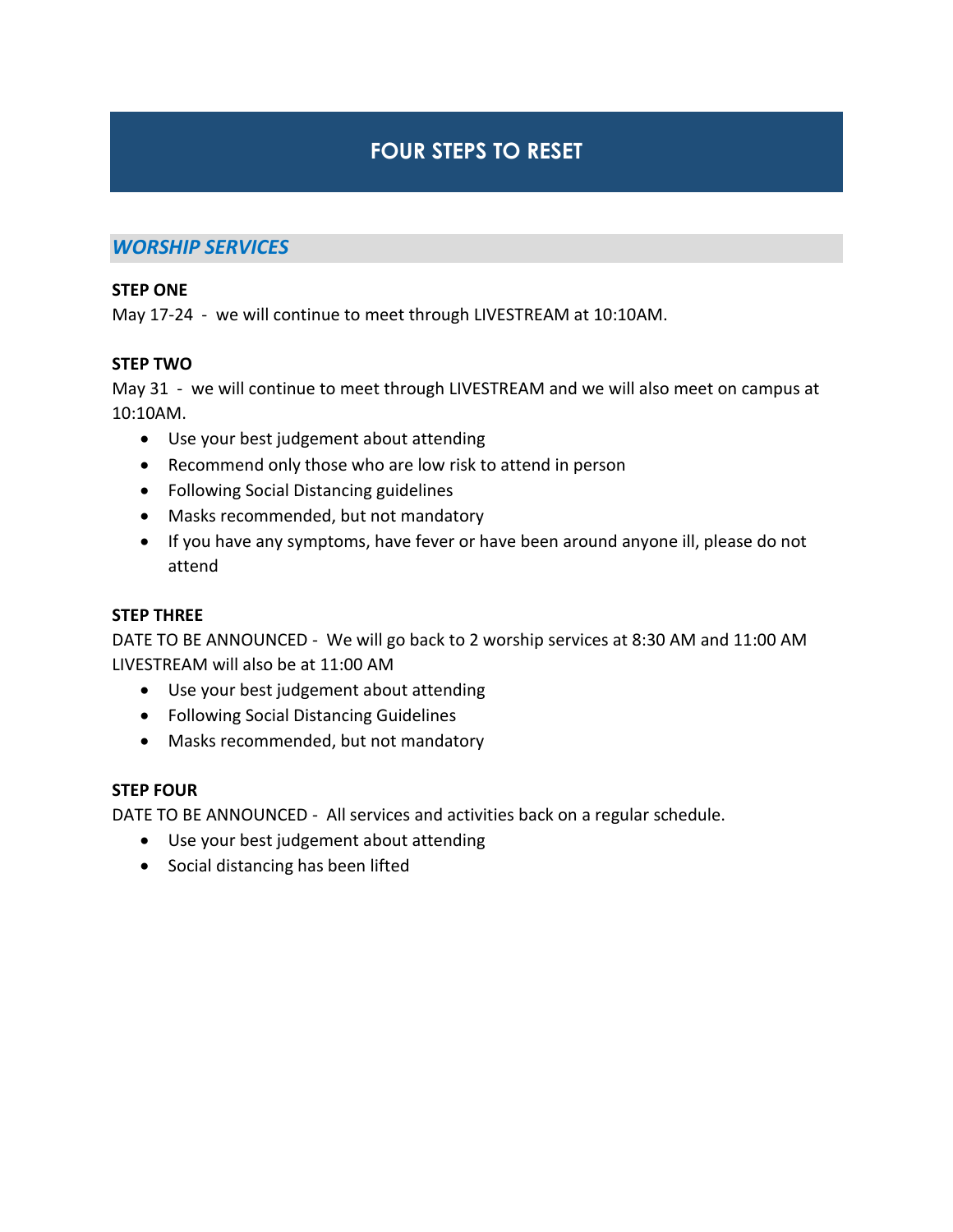# FOUR STEPS TO RESET

## *WORSHIP SERVICES*

**STEP ONE**

May 17-24 - we will continue to meet through LIVESTREAM at 10:10AM.

**STEP TWO**

May 31 - we will continue to meet through LIVESTREAM and we will also meet on campus at 10:10AM.

- Use your best judgement about attending
- Recommend only those who are low risk to attend in person
- Following Social Distancing guidelines
- Masks recommended, but not mandatory
- If you have any symptoms, have fever or have been around anyone ill, please do not attend

**STEP THREE**

DATE TO BE ANNOUNCED - We will go back to 2 worship services at 8:30 AM and 11:00 AM LIVESTREAM will also be at 11:00 AM

- Use your best judgement about attending
- Following Social Distancing Guidelines
- Masks recommended, but not mandatory

**STEP FOUR**

DATE TO BE ANNOUNCED - All services and activities back on a regular schedule.

- Use your best judgement about attending
- Social distancing has been lifted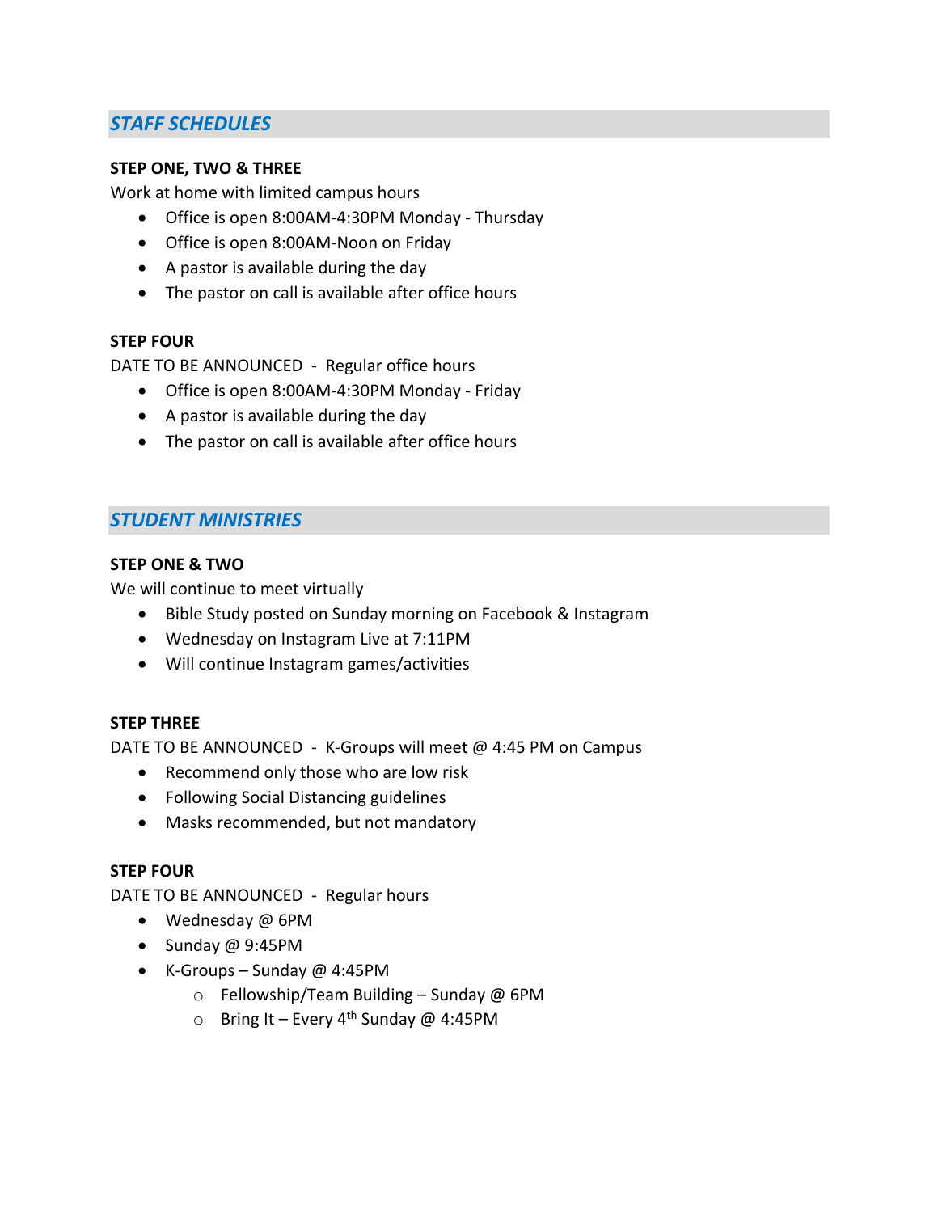## *STAFF SCHEDULES*

**STEP ONE, TWO & THREE**

Work at home with limited campus hours

- Office is open 8:00AM-4:30PM Monday - Thursday
- Office is open 8:00AM-Noon on Friday
- A pastor is available during the day
- The pastor on call is available after office hours

**STEP FOUR**

DATE TO BE ANNOUNCED - Regular office hours

- Office is open 8:00AM-4:30PM Monday - Friday
- A pastor is available during the day
- The pastor on call is available after office hours

## *STUDENT MINISTRIES*

**STEP ONE & TWO**

We will continue to meet virtually

- Bible Study posted on Sunday morning on Facebook & Instagram
- Wednesday on Instagram Live at 7:11PM
- Will continue Instagram games/activities

**STEP THREE**

DATE TO BE ANNOUNCED - K-Groups will meet @ 4:45 PM on Campus

- Recommend only those who are low risk
- Following Social Distancing guidelines
- Masks recommended, but not mandatory

**STEP FOUR**

DATE TO BE ANNOUNCED - Regular hours

- Wednesday @ 6PM
- Sunday @ 9:45PM
- K-Groups – Sunday @ 4:45PM
  - Fellowship/Team Building – Sunday @ 6PM
  - Bring It – Every 4th Sunday @ 4:45PM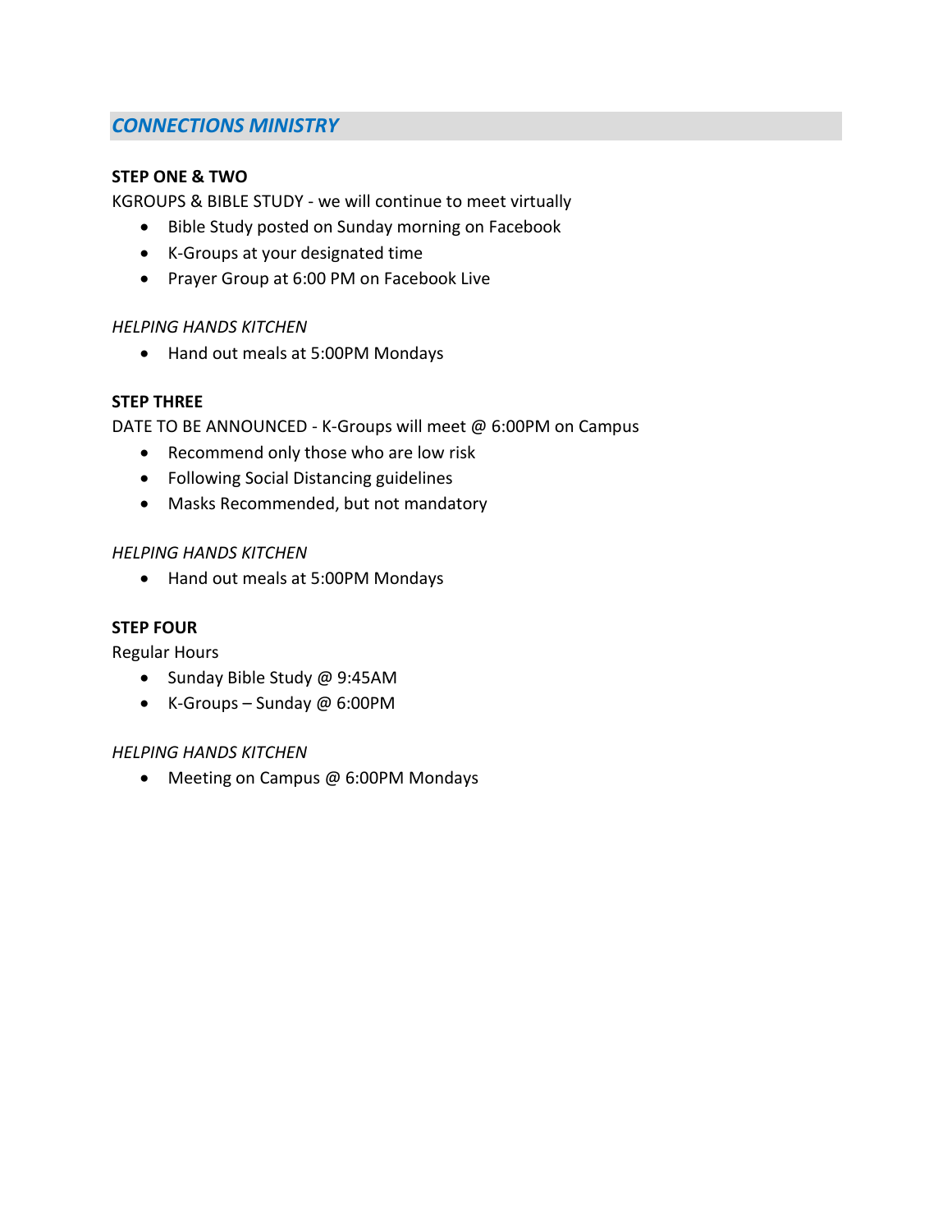## *CONNECTIONS MINISTRY*

**STEP ONE & TWO**

KGROUPS & BIBLE STUDY - we will continue to meet virtually

- Bible Study posted on Sunday morning on Facebook
- K-Groups at your designated time
- Prayer Group at 6:00 PM on Facebook Live

*HELPING HANDS KITCHEN*

- Hand out meals at 5:00PM Mondays

**STEP THREE**

DATE TO BE ANNOUNCED - K-Groups will meet @ 6:00PM on Campus

- Recommend only those who are low risk
- Following Social Distancing guidelines
- Masks Recommended, but not mandatory

*HELPING HANDS KITCHEN*

- Hand out meals at 5:00PM Mondays

**STEP FOUR**

Regular Hours

- Sunday Bible Study @ 9:45AM
- K-Groups – Sunday @ 6:00PM

*HELPING HANDS KITCHEN*

- Meeting on Campus @ 6:00PM Mondays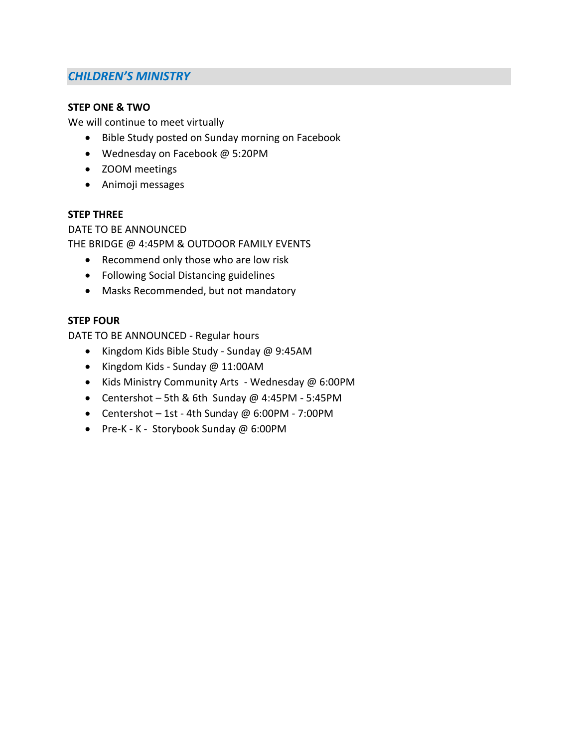## *CHILDREN'S MINISTRY*

**STEP ONE & TWO**

We will continue to meet virtually

- Bible Study posted on Sunday morning on Facebook
- Wednesday on Facebook @ 5:20PM
- ZOOM meetings
- Animoji messages

**STEP THREE**

DATE TO BE ANNOUNCED

THE BRIDGE @ 4:45PM & OUTDOOR FAMILY EVENTS

- Recommend only those who are low risk
- Following Social Distancing guidelines
- Masks Recommended, but not mandatory

**STEP FOUR**

DATE TO BE ANNOUNCED - Regular hours

- Kingdom Kids Bible Study - Sunday @ 9:45AM
- Kingdom Kids - Sunday @ 11:00AM
- Kids Ministry Community Arts - Wednesday @ 6:00PM
- Centershot – 5th & 6th Sunday @ 4:45PM - 5:45PM
- Centershot – 1st - 4th Sunday @ 6:00PM - 7:00PM
- Pre-K - K - Storybook Sunday @ 6:00PM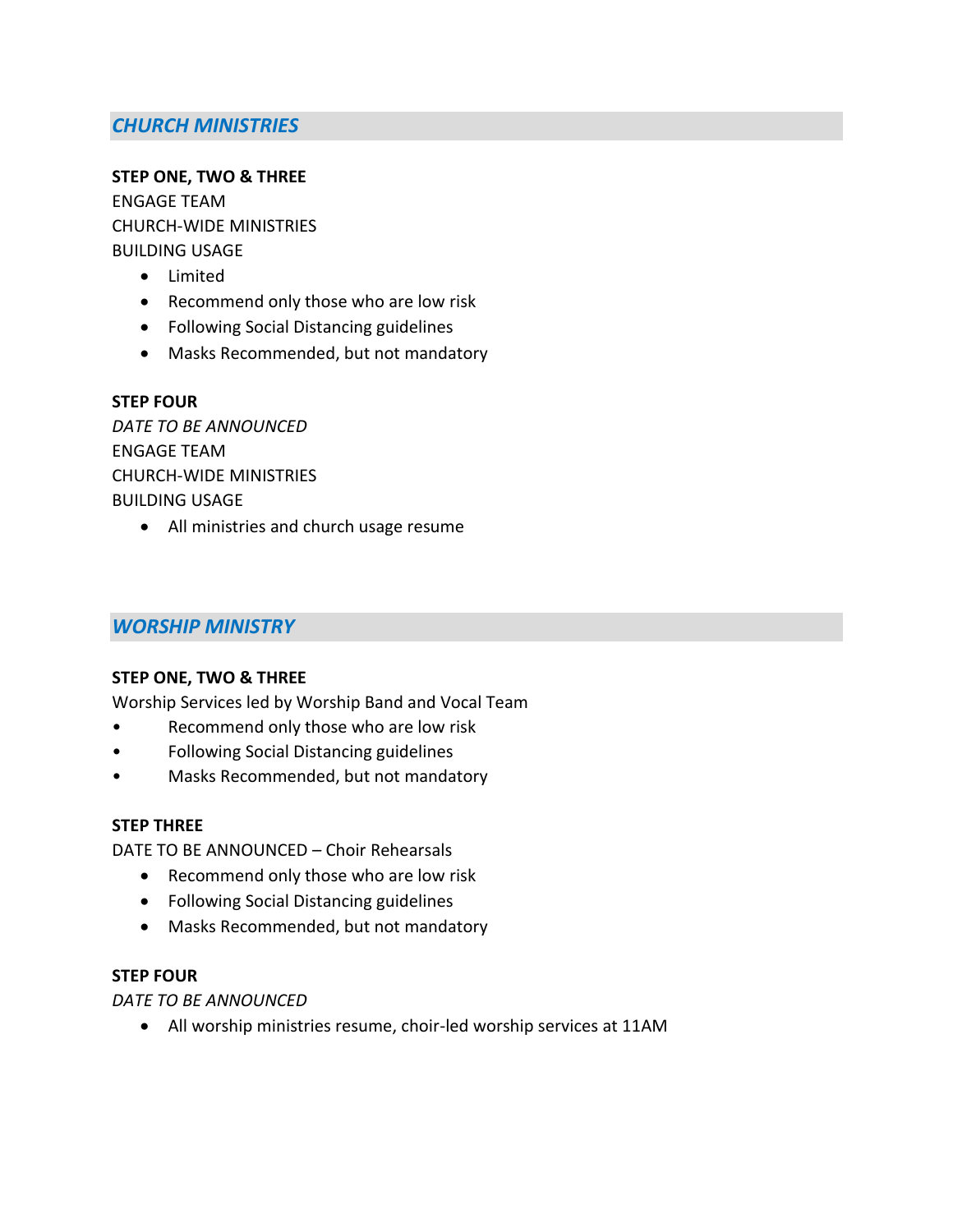## *CHURCH MINISTRIES*

**STEP ONE, TWO & THREE**

ENGAGE TEAM
CHURCH-WIDE MINISTRIES
BUILDING USAGE

- Limited
- Recommend only those who are low risk
- Following Social Distancing guidelines
- Masks Recommended, but not mandatory

**STEP FOUR**

*DATE TO BE ANNOUNCED*
ENGAGE TEAM
CHURCH-WIDE MINISTRIES
BUILDING USAGE

- All ministries and church usage resume

## *WORSHIP MINISTRY*

**STEP ONE, TWO & THREE**

Worship Services led by Worship Band and Vocal Team

- Recommend only those who are low risk
- Following Social Distancing guidelines
- Masks Recommended, but not mandatory

**STEP THREE**

DATE TO BE ANNOUNCED – Choir Rehearsals

- Recommend only those who are low risk
- Following Social Distancing guidelines
- Masks Recommended, but not mandatory

**STEP FOUR**

*DATE TO BE ANNOUNCED*

- All worship ministries resume, choir-led worship services at 11AM